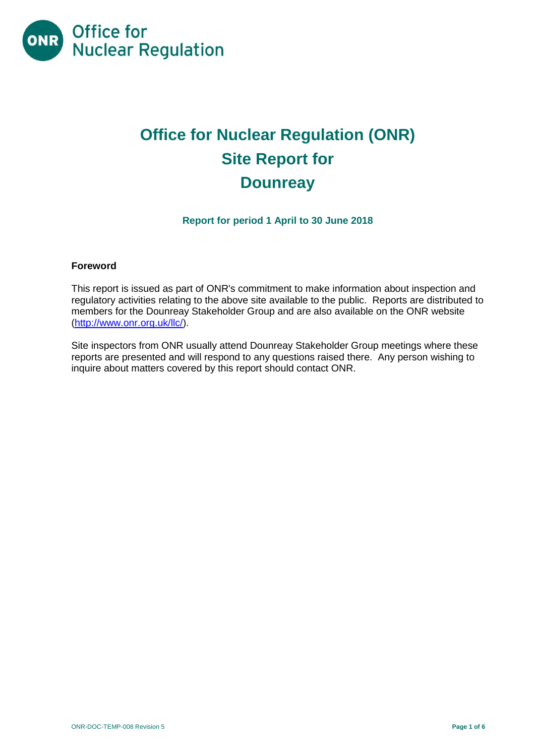# Office for Nuclear Regulation (ONR)
# Site Report for
# Dounreay

**Report for period 1 April to 30 June 2018**

## Foreword

This report is issued as part of ONR's commitment to make information about inspection and regulatory activities relating to the above site available to the public. Reports are distributed to members for the Dounreay Stakeholder Group and are also available on the ONR website (http://www.onr.org.uk/llc/).

Site inspectors from ONR usually attend Dounreay Stakeholder Group meetings where these reports are presented and will respond to any questions raised there. Any person wishing to inquire about matters covered by this report should contact ONR.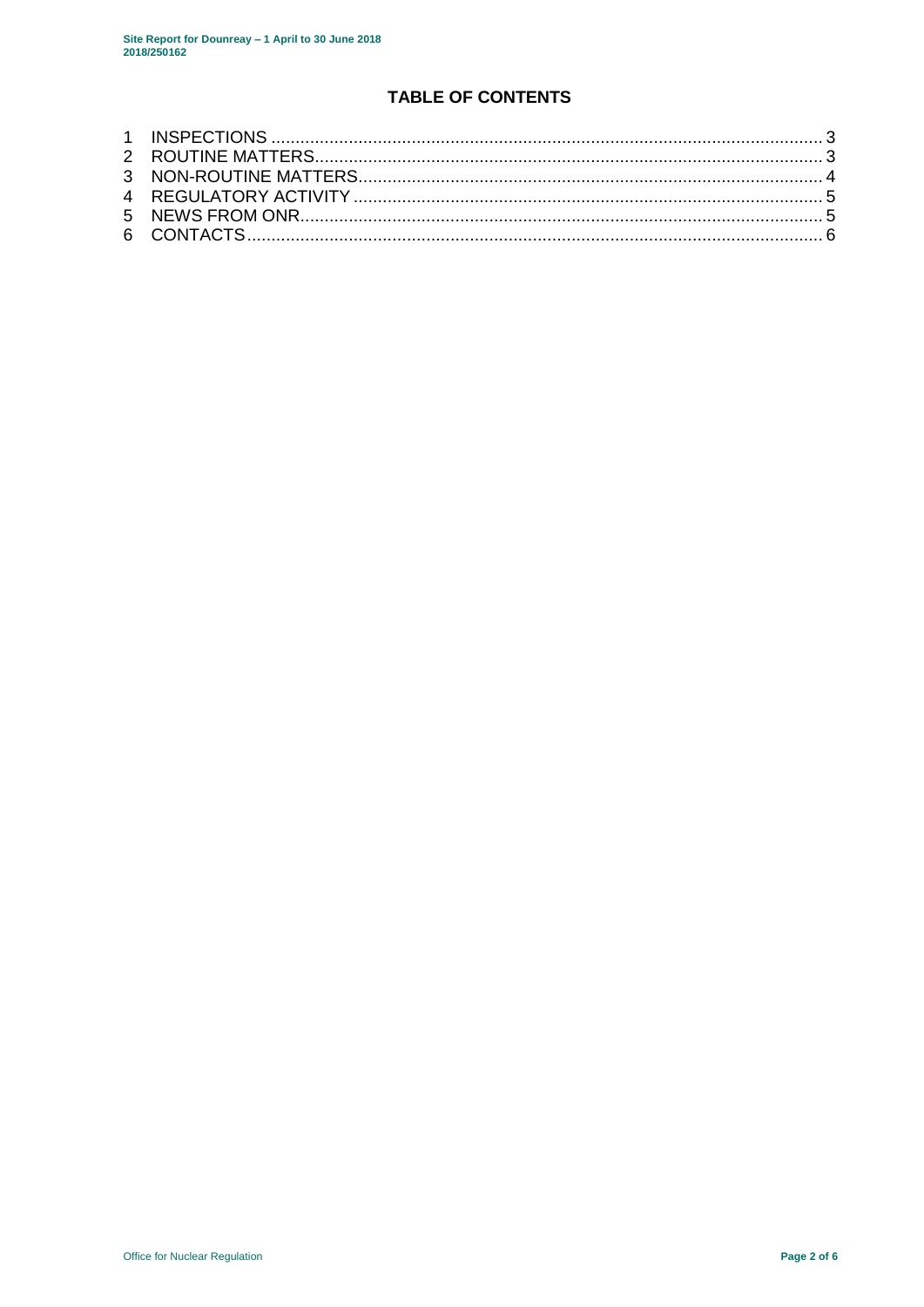## TABLE OF CONTENTS

1 INSPECTIONS .......... 3
2 ROUTINE MATTERS .......... 3
3 NON-ROUTINE MATTERS .......... 4
4 REGULATORY ACTIVITY .......... 5
5 NEWS FROM ONR .......... 5
6 CONTACTS .......... 6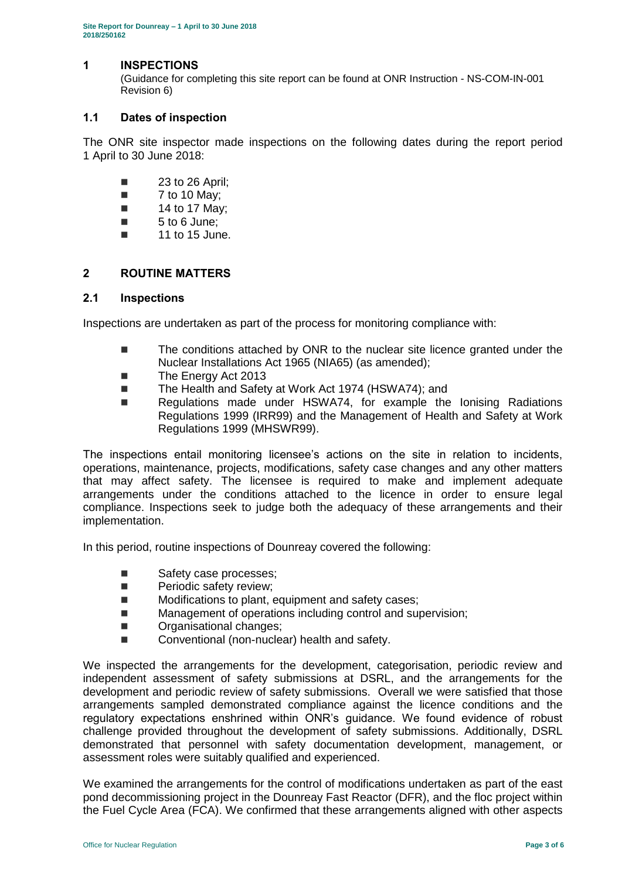## 1 INSPECTIONS

(Guidance for completing this site report can be found at ONR Instruction - NS-COM-IN-001 Revision 6)

### 1.1 Dates of inspection

The ONR site inspector made inspections on the following dates during the report period 1 April to 30 June 2018:

- 23 to 26 April;
- 7 to 10 May;
- 14 to 17 May;
- 5 to 6 June;
- 11 to 15 June.

## 2 ROUTINE MATTERS

### 2.1 Inspections

Inspections are undertaken as part of the process for monitoring compliance with:

- The conditions attached by ONR to the nuclear site licence granted under the Nuclear Installations Act 1965 (NIA65) (as amended);
- The Energy Act 2013
- The Health and Safety at Work Act 1974 (HSWA74); and
- Regulations made under HSWA74, for example the Ionising Radiations Regulations 1999 (IRR99) and the Management of Health and Safety at Work Regulations 1999 (MHSWR99).

The inspections entail monitoring licensee's actions on the site in relation to incidents, operations, maintenance, projects, modifications, safety case changes and any other matters that may affect safety. The licensee is required to make and implement adequate arrangements under the conditions attached to the licence in order to ensure legal compliance. Inspections seek to judge both the adequacy of these arrangements and their implementation.

In this period, routine inspections of Dounreay covered the following:

- Safety case processes;
- Periodic safety review;
- Modifications to plant, equipment and safety cases;
- Management of operations including control and supervision;
- Organisational changes;
- Conventional (non-nuclear) health and safety.

We inspected the arrangements for the development, categorisation, periodic review and independent assessment of safety submissions at DSRL, and the arrangements for the development and periodic review of safety submissions. Overall we were satisfied that those arrangements sampled demonstrated compliance against the licence conditions and the regulatory expectations enshrined within ONR's guidance. We found evidence of robust challenge provided throughout the development of safety submissions. Additionally, DSRL demonstrated that personnel with safety documentation development, management, or assessment roles were suitably qualified and experienced.

We examined the arrangements for the control of modifications undertaken as part of the east pond decommissioning project in the Dounreay Fast Reactor (DFR), and the floc project within the Fuel Cycle Area (FCA). We confirmed that these arrangements aligned with other aspects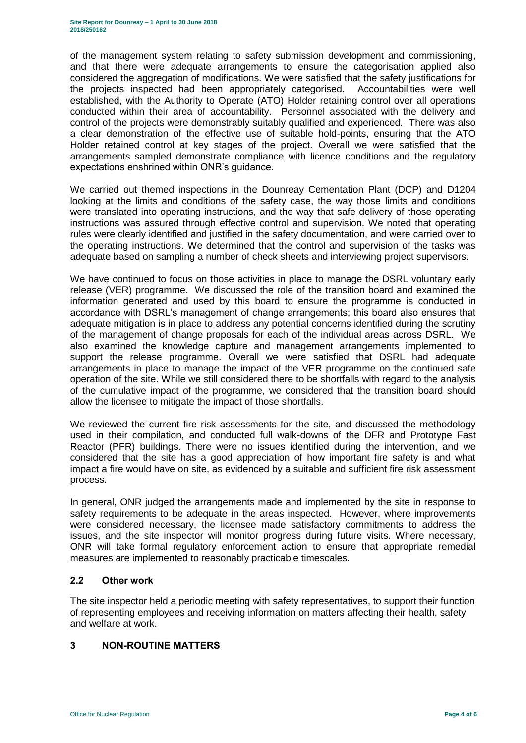of the management system relating to safety submission development and commissioning, and that there were adequate arrangements to ensure the categorisation applied also considered the aggregation of modifications. We were satisfied that the safety justifications for the projects inspected had been appropriately categorised. Accountabilities were well established, with the Authority to Operate (ATO) Holder retaining control over all operations conducted within their area of accountability. Personnel associated with the delivery and control of the projects were demonstrably suitably qualified and experienced. There was also a clear demonstration of the effective use of suitable hold-points, ensuring that the ATO Holder retained control at key stages of the project. Overall we were satisfied that the arrangements sampled demonstrate compliance with licence conditions and the regulatory expectations enshrined within ONR's guidance.

We carried out themed inspections in the Dounreay Cementation Plant (DCP) and D1204 looking at the limits and conditions of the safety case, the way those limits and conditions were translated into operating instructions, and the way that safe delivery of those operating instructions was assured through effective control and supervision. We noted that operating rules were clearly identified and justified in the safety documentation, and were carried over to the operating instructions. We determined that the control and supervision of the tasks was adequate based on sampling a number of check sheets and interviewing project supervisors.

We have continued to focus on those activities in place to manage the DSRL voluntary early release (VER) programme. We discussed the role of the transition board and examined the information generated and used by this board to ensure the programme is conducted in accordance with DSRL's management of change arrangements; this board also ensures that adequate mitigation is in place to address any potential concerns identified during the scrutiny of the management of change proposals for each of the individual areas across DSRL. We also examined the knowledge capture and management arrangements implemented to support the release programme. Overall we were satisfied that DSRL had adequate arrangements in place to manage the impact of the VER programme on the continued safe operation of the site. While we still considered there to be shortfalls with regard to the analysis of the cumulative impact of the programme, we considered that the transition board should allow the licensee to mitigate the impact of those shortfalls.

We reviewed the current fire risk assessments for the site, and discussed the methodology used in their compilation, and conducted full walk-downs of the DFR and Prototype Fast Reactor (PFR) buildings. There were no issues identified during the intervention, and we considered that the site has a good appreciation of how important fire safety is and what impact a fire would have on site, as evidenced by a suitable and sufficient fire risk assessment process.

In general, ONR judged the arrangements made and implemented by the site in response to safety requirements to be adequate in the areas inspected. However, where improvements were considered necessary, the licensee made satisfactory commitments to address the issues, and the site inspector will monitor progress during future visits. Where necessary, ONR will take formal regulatory enforcement action to ensure that appropriate remedial measures are implemented to reasonably practicable timescales.

### 2.2 Other work

The site inspector held a periodic meeting with safety representatives, to support their function of representing employees and receiving information on matters affecting their health, safety and welfare at work.

## 3 NON-ROUTINE MATTERS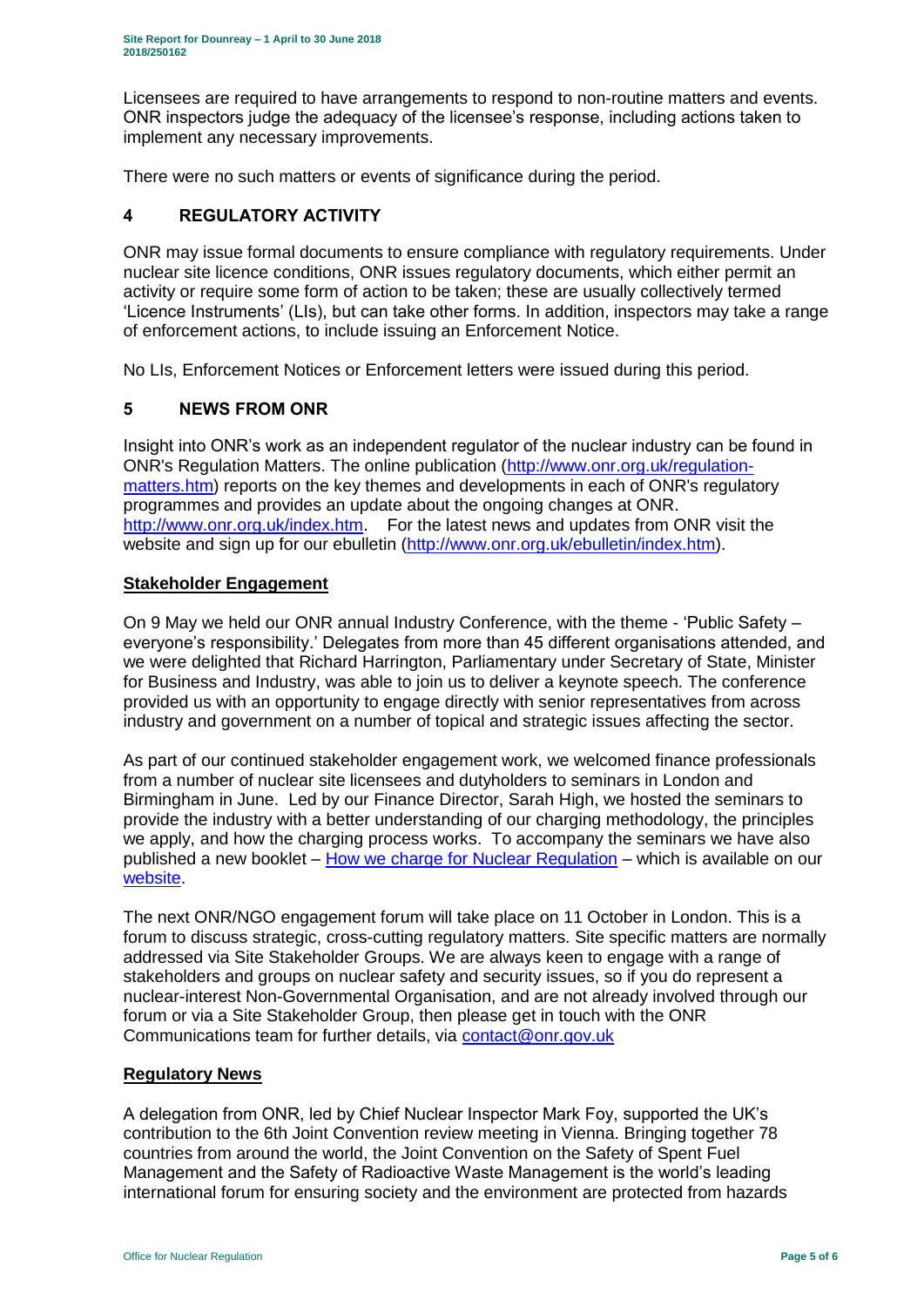Licensees are required to have arrangements to respond to non-routine matters and events. ONR inspectors judge the adequacy of the licensee's response, including actions taken to implement any necessary improvements.

There were no such matters or events of significance during the period.

## 4 REGULATORY ACTIVITY

ONR may issue formal documents to ensure compliance with regulatory requirements. Under nuclear site licence conditions, ONR issues regulatory documents, which either permit an activity or require some form of action to be taken; these are usually collectively termed 'Licence Instruments' (LIs), but can take other forms. In addition, inspectors may take a range of enforcement actions, to include issuing an Enforcement Notice.

No LIs, Enforcement Notices or Enforcement letters were issued during this period.

## 5 NEWS FROM ONR

Insight into ONR's work as an independent regulator of the nuclear industry can be found in ONR's Regulation Matters. The online publication (http://www.onr.org.uk/regulation-matters.htm) reports on the key themes and developments in each of ONR's regulatory programmes and provides an update about the ongoing changes at ONR. http://www.onr.org.uk/index.htm. For the latest news and updates from ONR visit the website and sign up for our ebulletin (http://www.onr.org.uk/ebulletin/index.htm).

### Stakeholder Engagement

On 9 May we held our ONR annual Industry Conference, with the theme - 'Public Safety – everyone's responsibility.' Delegates from more than 45 different organisations attended, and we were delighted that Richard Harrington, Parliamentary under Secretary of State, Minister for Business and Industry, was able to join us to deliver a keynote speech. The conference provided us with an opportunity to engage directly with senior representatives from across industry and government on a number of topical and strategic issues affecting the sector.

As part of our continued stakeholder engagement work, we welcomed finance professionals from a number of nuclear site licensees and dutyholders to seminars in London and Birmingham in June. Led by our Finance Director, Sarah High, we hosted the seminars to provide the industry with a better understanding of our charging methodology, the principles we apply, and how the charging process works. To accompany the seminars we have also published a new booklet – How we charge for Nuclear Regulation – which is available on our website.

The next ONR/NGO engagement forum will take place on 11 October in London. This is a forum to discuss strategic, cross-cutting regulatory matters. Site specific matters are normally addressed via Site Stakeholder Groups. We are always keen to engage with a range of stakeholders and groups on nuclear safety and security issues, so if you do represent a nuclear-interest Non-Governmental Organisation, and are not already involved through our forum or via a Site Stakeholder Group, then please get in touch with the ONR Communications team for further details, via contact@onr.gov.uk

### Regulatory News

A delegation from ONR, led by Chief Nuclear Inspector Mark Foy, supported the UK's contribution to the 6th Joint Convention review meeting in Vienna. Bringing together 78 countries from around the world, the Joint Convention on the Safety of Spent Fuel Management and the Safety of Radioactive Waste Management is the world's leading international forum for ensuring society and the environment are protected from hazards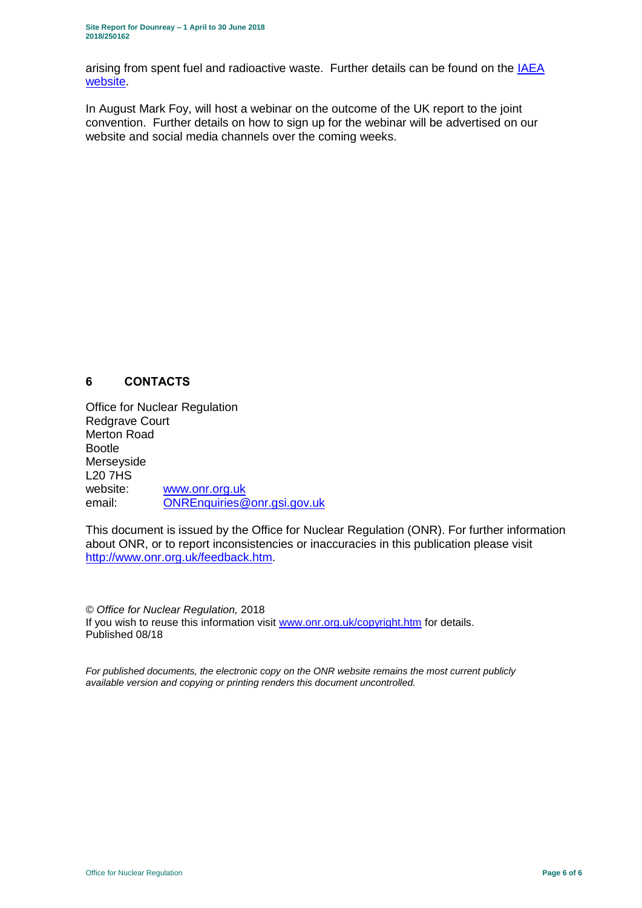arising from spent fuel and radioactive waste. Further details can be found on the [IAEA website](#).

In August Mark Foy, will host a webinar on the outcome of the UK report to the joint convention. Further details on how to sign up for the webinar will be advertised on our website and social media channels over the coming weeks.

## 6 CONTACTS

Office for Nuclear Regulation
Redgrave Court
Merton Road
Bootle
Merseyside
L20 7HS
website: www.onr.org.uk
email: ONREnquiries@onr.gsi.gov.uk

This document is issued by the Office for Nuclear Regulation (ONR). For further information about ONR, or to report inconsistencies or inaccuracies in this publication please visit http://www.onr.org.uk/feedback.htm.

© *Office for Nuclear Regulation,* 2018
If you wish to reuse this information visit www.onr.org.uk/copyright.htm for details.
Published 08/18

*For published documents, the electronic copy on the ONR website remains the most current publicly available version and copying or printing renders this document uncontrolled.*